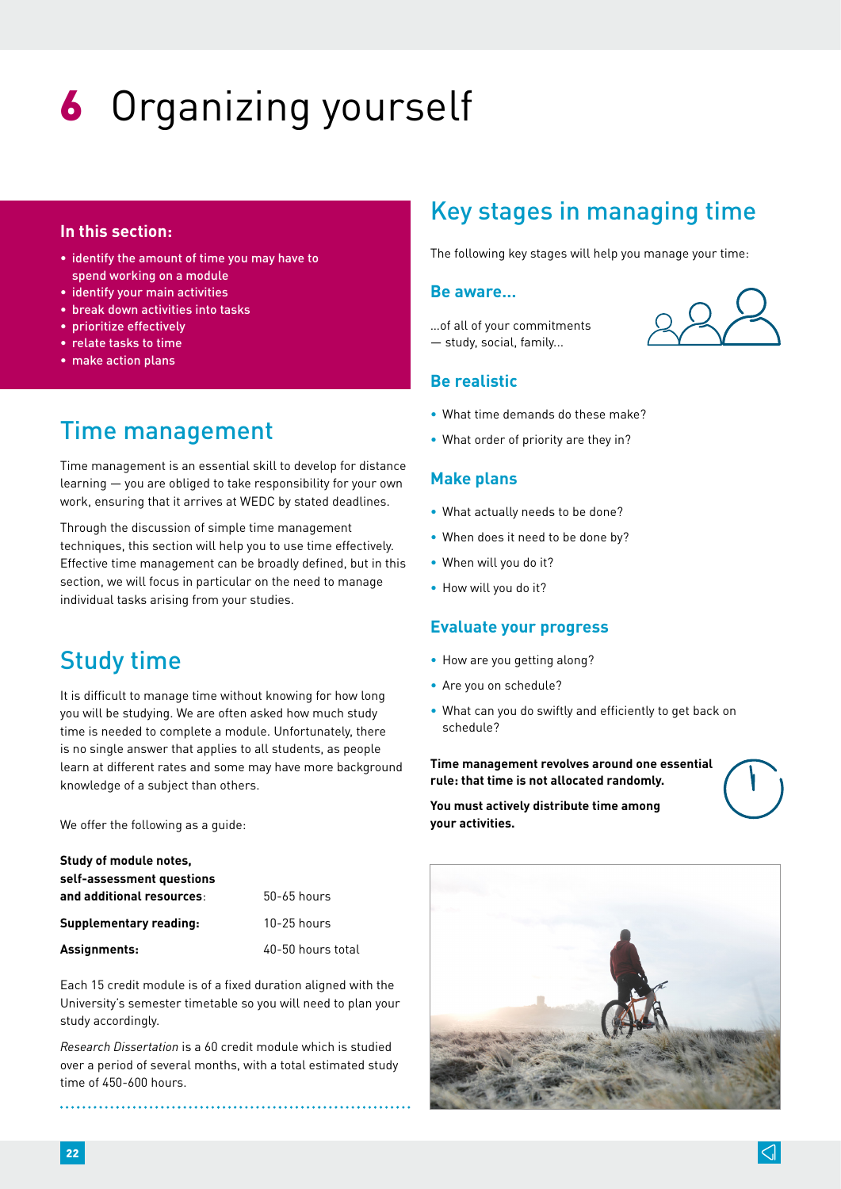# 6 Organizing yourself

**In this section:**

- identify the amount of time you may have to spend working on a module
- identify your main activities
- break down activities into tasks
- prioritize effectively
- relate tasks to time
- make action plans

## Time management

Time management is an essential skill to develop for distance learning — you are obliged to take responsibility for your own work, ensuring that it arrives at WEDC by stated deadlines.

Through the discussion of simple time management techniques, this section will help you to use time effectively. Effective time management can be broadly defined, but in this section, we will focus in particular on the need to manage individual tasks arising from your studies.

## Study time

It is difficult to manage time without knowing for how long you will be studying. We are often asked how much study time is needed to complete a module. Unfortunately, there is no single answer that applies to all students, as people learn at different rates and some may have more background knowledge of a subject than others.

We offer the following as a guide:

| | |
|---|---|
| **Study of module notes, self-assessment questions and additional resources**: | 50-65 hours |
| **Supplementary reading:** | 10-25 hours |
| **Assignments:** | 40-50 hours total |

Each 15 credit module is of a fixed duration aligned with the University's semester timetable so you will need to plan your study accordingly.

*Research Dissertation* is a 60 credit module which is studied over a period of several months, with a total estimated study time of 450-600 hours.

## Key stages in managing time

The following key stages will help you manage your time:

### Be aware...

...of all of your commitments — study, social, family...

### Be realistic

- What time demands do these make?
- What order of priority are they in?

### Make plans

- What actually needs to be done?
- When does it need to be done by?
- When will you do it?
- How will you do it?

### Evaluate your progress

- How are you getting along?
- Are you on schedule?
- What can you do swiftly and efficiently to get back on schedule?

**Time management revolves around one essential rule: that time is not allocated randomly.**

**You must actively distribute time among your activities.**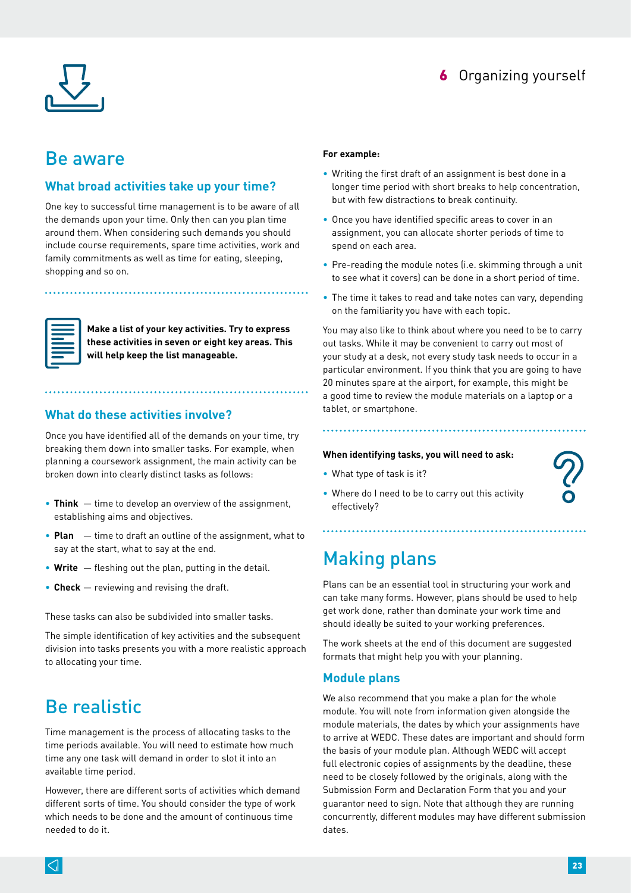## Be aware

### What broad activities take up your time?

One key to successful time management is to be aware of all the demands upon your time. Only then can you plan time around them. When considering such demands you should include course requirements, spare time activities, work and family commitments as well as time for eating, sleeping, shopping and so on.

**Make a list of your key activities. Try to express these activities in seven or eight key areas. This will help keep the list manageable.**

### What do these activities involve?

Once you have identified all of the demands on your time, try breaking them down into smaller tasks. For example, when planning a coursework assignment, the main activity can be broken down into clearly distinct tasks as follows:

- **Think** — time to develop an overview of the assignment, establishing aims and objectives.
- **Plan** — time to draft an outline of the assignment, what to say at the start, what to say at the end.
- **Write** — fleshing out the plan, putting in the detail.
- **Check** — reviewing and revising the draft.

These tasks can also be subdivided into smaller tasks.

The simple identification of key activities and the subsequent division into tasks presents you with a more realistic approach to allocating your time.

## Be realistic

Time management is the process of allocating tasks to the time periods available. You will need to estimate how much time any one task will demand in order to slot it into an available time period.

However, there are different sorts of activities which demand different sorts of time. You should consider the type of work which needs to be done and the amount of continuous time needed to do it.

**For example:**

- Writing the first draft of an assignment is best done in a longer time period with short breaks to help concentration, but with few distractions to break continuity.
- Once you have identified specific areas to cover in an assignment, you can allocate shorter periods of time to spend on each area.
- Pre-reading the module notes (i.e. skimming through a unit to see what it covers) can be done in a short period of time.
- The time it takes to read and take notes can vary, depending on the familiarity you have with each topic.

You may also like to think about where you need to be to carry out tasks. While it may be convenient to carry out most of your study at a desk, not every study task needs to occur in a particular environment. If you think that you are going to have 20 minutes spare at the airport, for example, this might be a good time to review the module materials on a laptop or a tablet, or smartphone.

**When identifying tasks, you will need to ask:**

- What type of task is it?
- Where do I need to be to carry out this activity effectively?

## Making plans

Plans can be an essential tool in structuring your work and can take many forms. However, plans should be used to help get work done, rather than dominate your work time and should ideally be suited to your working preferences.

The work sheets at the end of this document are suggested formats that might help you with your planning.

### Module plans

We also recommend that you make a plan for the whole module. You will note from information given alongside the module materials, the dates by which your assignments have to arrive at WEDC. These dates are important and should form the basis of your module plan. Although WEDC will accept full electronic copies of assignments by the deadline, these need to be closely followed by the originals, along with the Submission Form and Declaration Form that you and your guarantor need to sign. Note that although they are running concurrently, different modules may have different submission dates.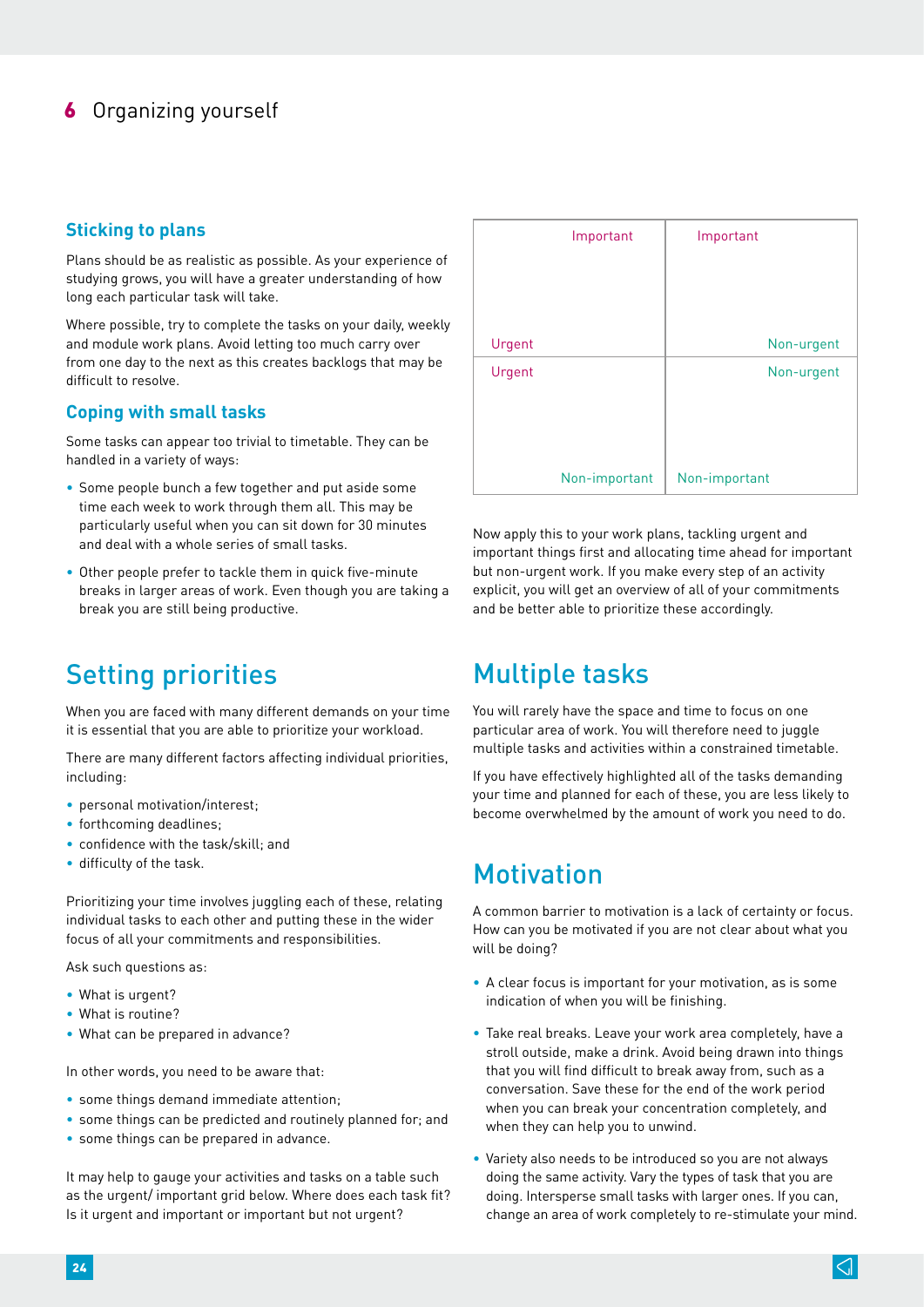## Sticking to plans

Plans should be as realistic as possible. As your experience of studying grows, you will have a greater understanding of how long each particular task will take.

Where possible, try to complete the tasks on your daily, weekly and module work plans. Avoid letting too much carry over from one day to the next as this creates backlogs that may be difficult to resolve.

## Coping with small tasks

Some tasks can appear too trivial to timetable. They can be handled in a variety of ways:

- Some people bunch a few together and put aside some time each week to work through them all. This may be particularly useful when you can sit down for 30 minutes and deal with a whole series of small tasks.
- Other people prefer to tackle them in quick five-minute breaks in larger areas of work. Even though you are taking a break you are still being productive.

# Setting priorities

When you are faced with many different demands on your time it is essential that you are able to prioritize your workload.

There are many different factors affecting individual priorities, including:

- personal motivation/interest;
- forthcoming deadlines;
- confidence with the task/skill; and
- difficulty of the task.

Prioritizing your time involves juggling each of these, relating individual tasks to each other and putting these in the wider focus of all your commitments and responsibilities.

Ask such questions as:

- What is urgent?
- What is routine?
- What can be prepared in advance?

In other words, you need to be aware that:

- some things demand immediate attention;
- some things can be predicted and routinely planned for; and
- some things can be prepared in advance.

It may help to gauge your activities and tasks on a table such as the urgent/ important grid below. Where does each task fit? Is it urgent and important or important but not urgent?

| | |
|---|---|
| Important<br>Urgent | Important<br>Non-urgent |
| Urgent<br>Non-important | Non-urgent<br>Non-important |

Now apply this to your work plans, tackling urgent and important things first and allocating time ahead for important but non-urgent work. If you make every step of an activity explicit, you will get an overview of all of your commitments and be better able to prioritize these accordingly.

# Multiple tasks

You will rarely have the space and time to focus on one particular area of work. You will therefore need to juggle multiple tasks and activities within a constrained timetable.

If you have effectively highlighted all of the tasks demanding your time and planned for each of these, you are less likely to become overwhelmed by the amount of work you need to do.

# Motivation

A common barrier to motivation is a lack of certainty or focus. How can you be motivated if you are not clear about what you will be doing?

- A clear focus is important for your motivation, as is some indication of when you will be finishing.
- Take real breaks. Leave your work area completely, have a stroll outside, make a drink. Avoid being drawn into things that you will find difficult to break away from, such as a conversation. Save these for the end of the work period when you can break your concentration completely, and when they can help you to unwind.
- Variety also needs to be introduced so you are not always doing the same activity. Vary the types of task that you are doing. Intersperse small tasks with larger ones. If you can, change an area of work completely to re-stimulate your mind.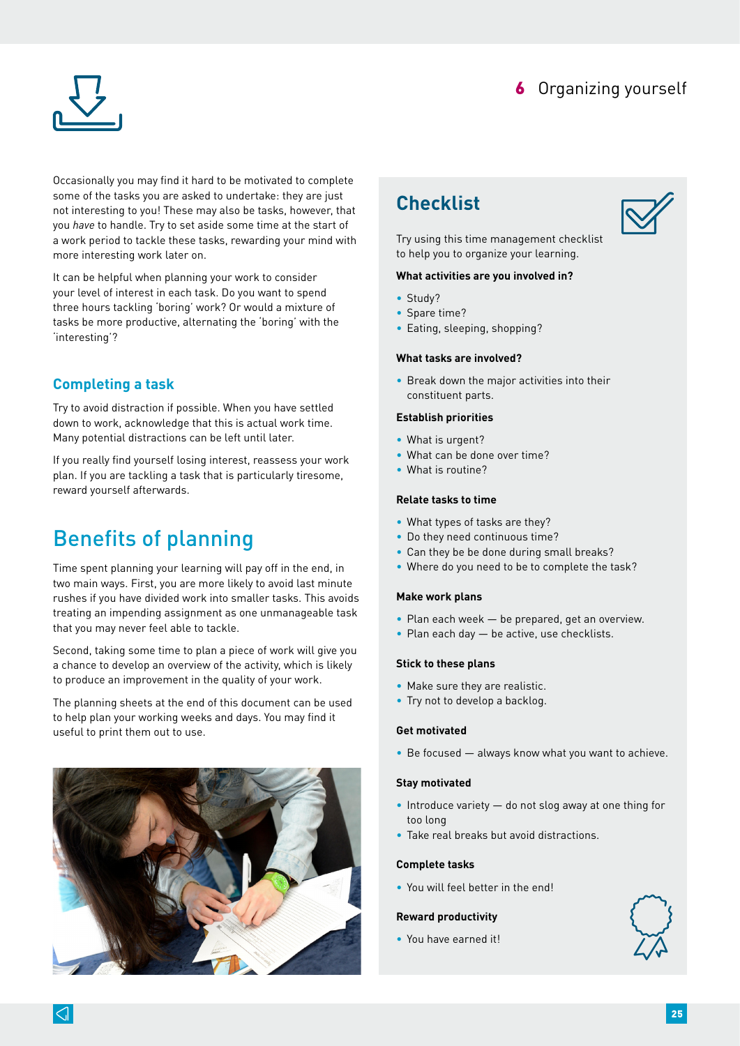Occasionally you may find it hard to be motivated to complete some of the tasks you are asked to undertake: they are just not interesting to you! These may also be tasks, however, that you *have* to handle. Try to set aside some time at the start of a work period to tackle these tasks, rewarding your mind with more interesting work later on.

It can be helpful when planning your work to consider your level of interest in each task. Do you want to spend three hours tackling 'boring' work? Or would a mixture of tasks be more productive, alternating the 'boring' with the 'interesting'?

### Completing a task

Try to avoid distraction if possible. When you have settled down to work, acknowledge that this is actual work time. Many potential distractions can be left until later.

If you really find yourself losing interest, reassess your work plan. If you are tackling a task that is particularly tiresome, reward yourself afterwards.

## Benefits of planning

Time spent planning your learning will pay off in the end, in two main ways. First, you are more likely to avoid last minute rushes if you have divided work into smaller tasks. This avoids treating an impending assignment as one unmanageable task that you may never feel able to tackle.

Second, taking some time to plan a piece of work will give you a chance to develop an overview of the activity, which is likely to produce an improvement in the quality of your work.

The planning sheets at the end of this document can be used to help plan your working weeks and days. You may find it useful to print them out to use.

## Checklist

Try using this time management checklist to help you to organize your learning.

**What activities are you involved in?**

- Study?
- Spare time?
- Eating, sleeping, shopping?

**What tasks are involved?**

- Break down the major activities into their constituent parts.

**Establish priorities**

- What is urgent?
- What can be done over time?
- What is routine?

**Relate tasks to time**

- What types of tasks are they?
- Do they need continuous time?
- Can they be be done during small breaks?
- Where do you need to be to complete the task?

**Make work plans**

- Plan each week — be prepared, get an overview.
- Plan each day — be active, use checklists.

**Stick to these plans**

- Make sure they are realistic.
- Try not to develop a backlog.

**Get motivated**

- Be focused — always know what you want to achieve.

**Stay motivated**

- Introduce variety — do not slog away at one thing for too long
- Take real breaks but avoid distractions.

**Complete tasks**

- You will feel better in the end!

**Reward productivity**

- You have earned it!